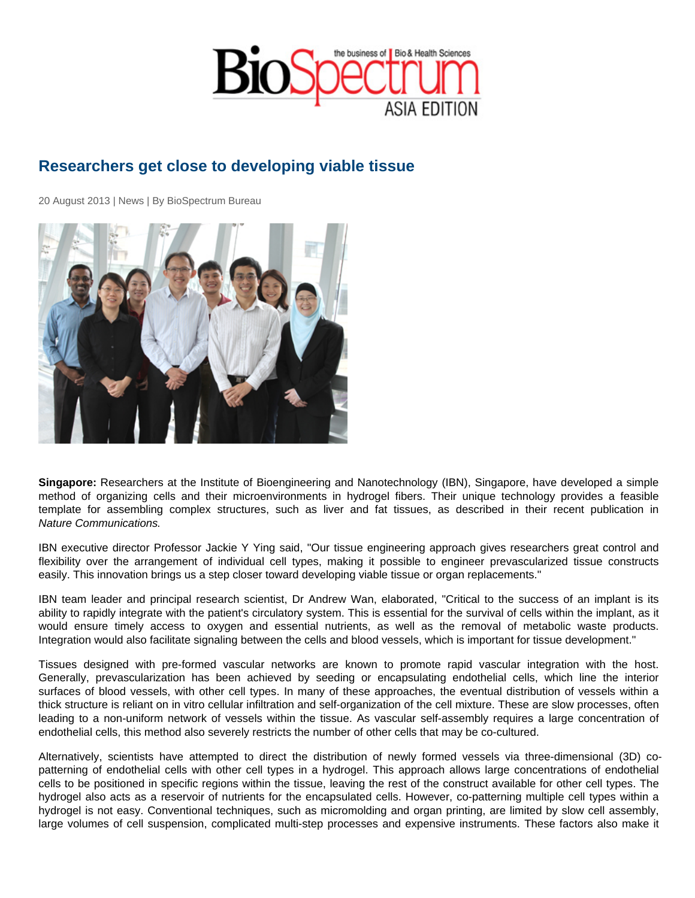# Researchers get close to developing viable tissue

20 August 2013 | News | By BioSpectrum Bureau

**Singapore:** Researchers at the Institute of Bioengineering and Nanotechnology (IBN), Singapore, have developed a simple method of organizing cells and their microenvironments in hydrogel fibers. Their unique technology provides a feasible template for assembling complex structures, such as liver and fat tissues, as described in their recent publication in *Nature Communications.*

IBN executive director Professor Jackie Y Ying said, "Our tissue engineering approach gives researchers great control and flexibility over the arrangement of individual cell types, making it possible to engineer prevascularized tissue constructs easily. This innovation brings us a step closer toward developing viable tissue or organ replacements."

IBN team leader and principal research scientist, Dr Andrew Wan, elaborated, "Critical to the success of an implant is its ability to rapidly integrate with the patient's circulatory system. This is essential for the survival of cells within the implant, as it would ensure timely access to oxygen and essential nutrients, as well as the removal of metabolic waste products. Integration would also facilitate signaling between the cells and blood vessels, which is important for tissue development."

Tissues designed with pre-formed vascular networks are known to promote rapid vascular integration with the host. Generally, prevascularization has been achieved by seeding or encapsulating endothelial cells, which line the interior surfaces of blood vessels, with other cell types. In many of these approaches, the eventual distribution of vessels within a thick structure is reliant on in vitro cellular infiltration and self-organization of the cell mixture. These are slow processes, often leading to a non-uniform network of vessels within the tissue. As vascular self-assembly requires a large concentration of endothelial cells, this method also severely restricts the number of other cells that may be co-cultured.

Alternatively, scientists have attempted to direct the distribution of newly formed vessels via three-dimensional (3D) co-patterning of endothelial cells with other cell types in a hydrogel. This approach allows large concentrations of endothelial cells to be positioned in specific regions within the tissue, leaving the rest of the construct available for other cell types. The hydrogel also acts as a reservoir of nutrients for the encapsulated cells. However, co-patterning multiple cell types within a hydrogel is not easy. Conventional techniques, such as micromolding and organ printing, are limited by slow cell assembly, large volumes of cell suspension, complicated multi-step processes and expensive instruments. These factors also make it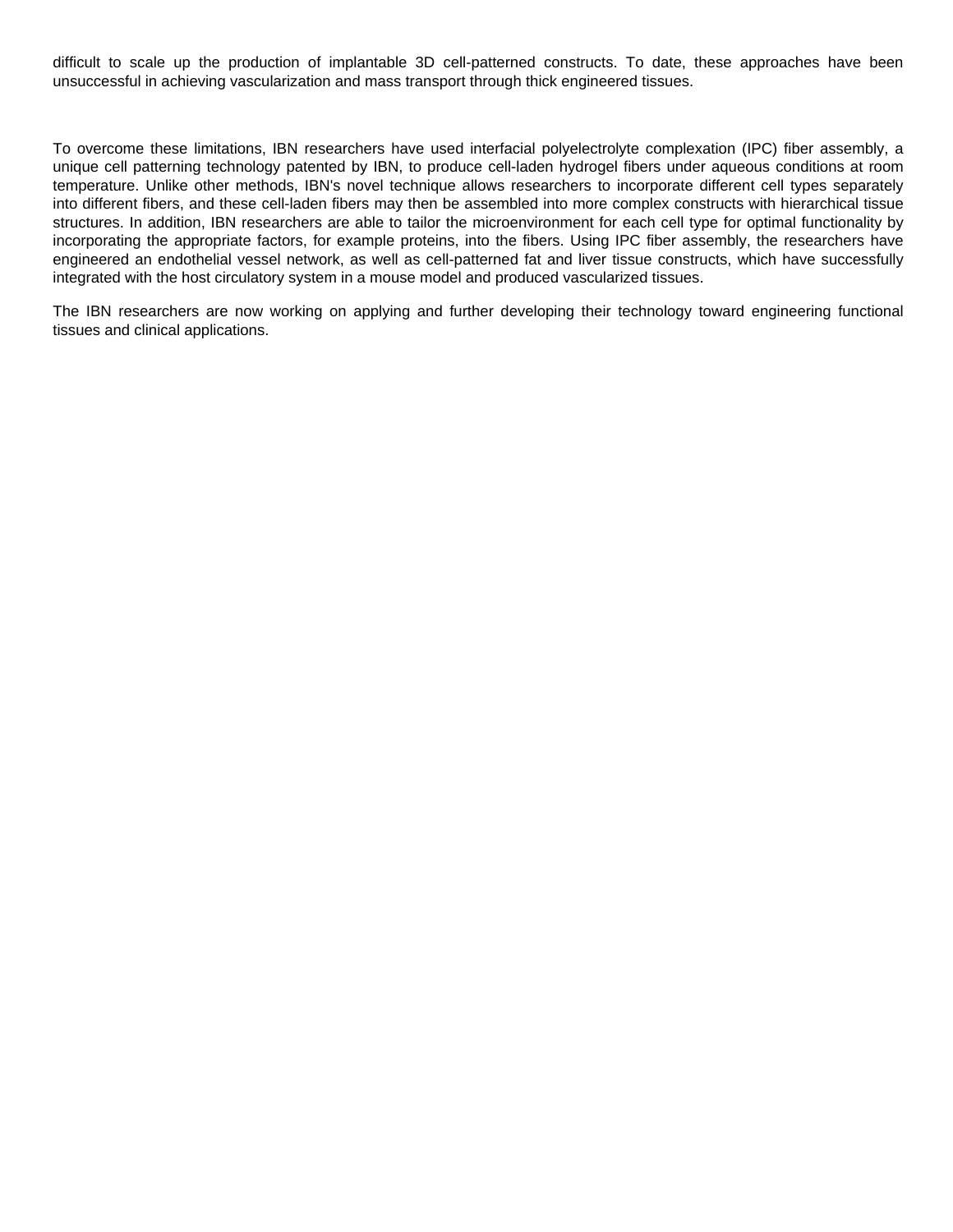difficult to scale up the production of implantable 3D cell-patterned constructs. To date, these approaches have been unsuccessful in achieving vascularization and mass transport through thick engineered tissues.

To overcome these limitations, IBN researchers have used interfacial polyelectrolyte complexation (IPC) fiber assembly, a unique cell patterning technology patented by IBN, to produce cell-laden hydrogel fibers under aqueous conditions at room temperature. Unlike other methods, IBN's novel technique allows researchers to incorporate different cell types separately into different fibers, and these cell-laden fibers may then be assembled into more complex constructs with hierarchical tissue structures. In addition, IBN researchers are able to tailor the microenvironment for each cell type for optimal functionality by incorporating the appropriate factors, for example proteins, into the fibers. Using IPC fiber assembly, the researchers have engineered an endothelial vessel network, as well as cell-patterned fat and liver tissue constructs, which have successfully integrated with the host circulatory system in a mouse model and produced vascularized tissues.

The IBN researchers are now working on applying and further developing their technology toward engineering functional tissues and clinical applications.